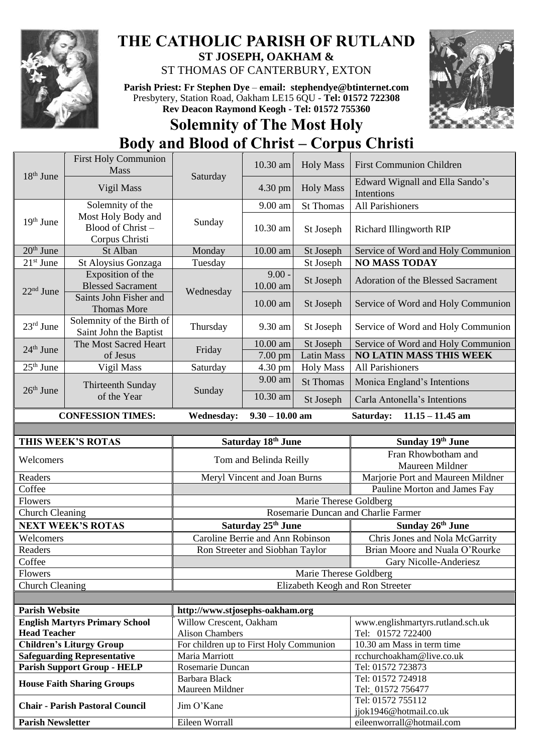# THE CATHOLIC PARISH OF RUTLAND

**ST JOSEPH, OAKHAM &**

ST THOMAS OF CANTERBURY, EXTON

**Parish Priest: Fr Stephen Dye** – **email: stephendye@btinternet.com**
Presbytery, Station Road, Oakham LE15 6QU - **Tel: 01572 722308**
**Rev Deacon Raymond Keogh - Tel: 01572 755360**

## Solemnity of The Most Holy Body and Blood of Christ – Corpus Christi

| Date | Occasion | Day | Time | Location | Intention |
|---|---|---|---|---|---|
| 18th June | First Holy Communion Mass | Saturday | 10.30 am | Holy Mass | First Communion Children |
| | Vigil Mass | | 4.30 pm | Holy Mass | Edward Wignall and Ella Sando's Intentions |
| 19th June | Solemnity of the Most Holy Body and Blood of Christ – Corpus Christi | Sunday | 9.00 am | St Thomas | All Parishioners |
| | | | 10.30 am | St Joseph | Richard Illingworth RIP |
| 20th June | St Alban | Monday | 10.00 am | St Joseph | Service of Word and Holy Communion |
| 21st June | St Aloysius Gonzaga | Tuesday | | St Joseph | **NO MASS TODAY** |
| 22nd June | Exposition of the Blessed Sacrament | Wednesday | 9.00 - 10.00 am | St Joseph | Adoration of the Blessed Sacrament |
| | Saints John Fisher and Thomas More | | 10.00 am | St Joseph | Service of Word and Holy Communion |
| 23rd June | Solemnity of the Birth of Saint John the Baptist | Thursday | 9.30 am | St Joseph | Service of Word and Holy Communion |
| 24th June | The Most Sacred Heart of Jesus | Friday | 10.00 am | St Joseph | Service of Word and Holy Communion |
| | | | 7.00 pm | Latin Mass | **NO LATIN MASS THIS WEEK** |
| 25th June | Vigil Mass | Saturday | 4.30 pm | Holy Mass | All Parishioners |
| 26th June | Thirteenth Sunday of the Year | Sunday | 9.00 am | St Thomas | Monica England's Intentions |
| | | | 10.30 am | St Joseph | Carla Antonella's Intentions |

**CONFESSION TIMES:** **Wednesday: 9.30 – 10.00 am** **Saturday: 11.15 – 11.45 am**

| **THIS WEEK'S ROTAS** | **Saturday 18th June** | **Sunday 19th June** |
|---|---|---|
| Welcomers | Tom and Belinda Reilly | Fran Rhowbotham and Maureen Mildner |
| Readers | Meryl Vincent and Joan Burns | Marjorie Port and Maureen Mildner |
| Coffee | | Pauline Morton and James Fay |
| Flowers | Marie Therese Goldberg | |
| Church Cleaning | Rosemarie Duncan and Charlie Farmer | |
| **NEXT WEEK'S ROTAS** | **Saturday 25th June** | **Sunday 26th June** |
| Welcomers | Caroline Berrie and Ann Robinson | Chris Jones and Nola McGarrity |
| Readers | Ron Streeter and Siobhan Taylor | Brian Moore and Nuala O'Rourke |
| Coffee | | Gary Nicolle-Anderiesz |
| Flowers | Marie Therese Goldberg | |
| Church Cleaning | Elizabeth Keogh and Ron Streeter | |

| | | |
|---|---|---|
| **Parish Website** | **http://www.stjosephs-oakham.org** | |
| **English Martyrs Primary School Head Teacher** | Willow Crescent, Oakham Alison Chambers | www.englishmartyrs.rutland.sch.uk Tel: 01572 722400 |
| **Children's Liturgy Group** | For children up to First Holy Communion | 10.30 am Mass in term time |
| **Safeguarding Representative** | Maria Marriott | rcchurchoakham@live.co.uk |
| **Parish Support Group - HELP** | Rosemarie Duncan | Tel: 01572 723873 |
| **House Faith Sharing Groups** | Barbara Black<br>Maureen Mildner | Tel: 01572 724918<br>Tel: 01572 756477 |
| **Chair - Parish Pastoral Council** | Jim O'Kane | Tel: 01572 755112 jjok1946@hotmail.co.uk |
| **Parish Newsletter** | Eileen Worrall | eileenworrall@hotmail.com |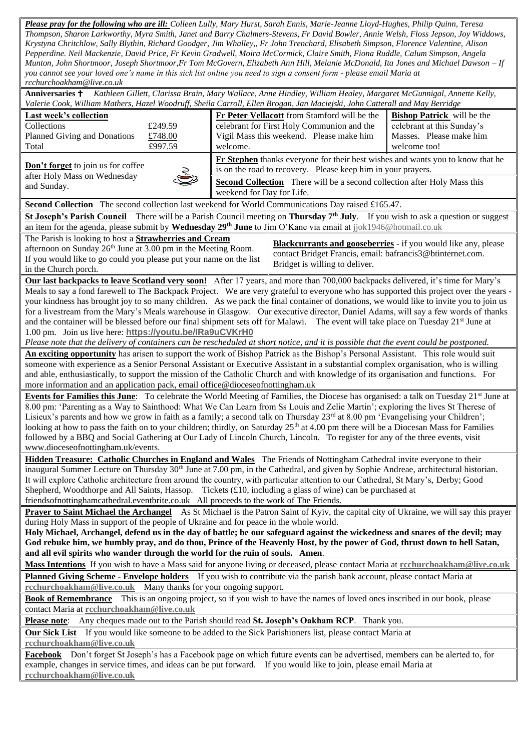***Please pray for the following who are ill:*** *Colleen Lully, Mary Hurst, Sarah Ennis, Marie-Jeanne Lloyd-Hughes, Philip Quinn, Teresa Thompson, Sharon Larkworthy, Myra Smith, Janet and Barry Chalmers-Stevens, Fr David Bowler, Annie Welsh, Floss Jepson, Joy Widdows, Krystyna Chritchlow, Sally Blythin, Richard Goodger, Jim Whalley,, Fr John Trenchard, Elisabeth Simpson, Florence Valentine, Alison Pepperdine. Neil Mackenzie, David Price, Fr Kevin Gradwell, Moira McCormick, Claire Smith, Fiona Ruddle, Calum Simpson, Angela Munton, John Shortmoor, Joseph Shortmoor,Fr Tom McGovern, Elizabeth Ann Hill, Melanie McDonald, Ita Jones and Michael Dawson – If you cannot see your loved one's name in this sick list online you need to sign a consent form - please email Maria at rcchurchoakham@live.co.uk*

**Anniversaries ✝** *Kathleen Gillett, Clarissa Brain, Mary Wallace, Anne Hindley, William Healey, Margaret McGunnigal, Annette Kelly, Valerie Cook, William Mathers, Hazel Woodruff, Sheila Carroll, Ellen Brogan, Jan Maciejski, John Catterall and May Berridge*

| **Last week's collection** | |
|---|---|
| Collections | £249.59 |
| Planned Giving and Donations | £748.00 |
| Total | £997.59 |

**Fr Peter Vellacott** from Stamford will be the celebrant for First Holy Communion and the Vigil Mass this weekend. Please make him welcome.

**Bishop Patrick** will be the celebrant at this Sunday's Masses. Please make him welcome too!

**Don't forget** to join us for coffee after Holy Mass on Wednesday and Sunday.

**Fr Stephen** thanks everyone for their best wishes and wants you to know that he is on the road to recovery. Please keep him in your prayers.

**Second Collection** There will be a second collection after Holy Mass this weekend for Day for Life.

**Second Collection** The second collection last weekend for World Communications Day raised £165.47.

**St Joseph's Parish Council** There will be a Parish Council meeting on **Thursday 7th July**. If you wish to ask a question or suggest an item for the agenda, please submit by **Wednesday 29th June** to Jim O'Kane via email at jjok1946@hotmail.co.uk

The Parish is looking to host a **Strawberries and Cream** afternoon on Sunday 26th June at 3.00 pm in the Meeting Room. If you would like to go could you please put your name on the list in the Church porch.

**Blackcurrants and gooseberries** - if you would like any, please contact Bridget Francis, email: bafrancis3@btinternet.com. Bridget is willing to deliver.

**Our last backpacks to leave Scotland very soon!** After 17 years, and more than 700,000 backpacks delivered, it's time for Mary's Meals to say a fond farewell to The Backpack Project. We are very grateful to everyone who has supported this project over the years - your kindness has brought joy to so many children. As we pack the final container of donations, we would like to invite you to join us for a livestream from the Mary's Meals warehouse in Glasgow. Our executive director, Daniel Adams, will say a few words of thanks and the container will be blessed before our final shipment sets off for Malawi. The event will take place on Tuesday 21st June at 1.00 pm. Join us live here: **https://youtu.be/IRa9uCVKrH0**

*Please note that the delivery of containers can be rescheduled at short notice, and it is possible that the event could be postponed.*

**An exciting opportunity** has arisen to support the work of Bishop Patrick as the Bishop's Personal Assistant. This role would suit someone with experience as a Senior Personal Assistant or Executive Assistant in a substantial complex organisation, who is willing and able, enthusiastically, to support the mission of the Catholic Church and with knowledge of its organisation and functions. For more information and an application pack, email office@dioceseofnottingham.uk

**Events for Families this June**: To celebrate the World Meeting of Families, the Diocese has organised: a talk on Tuesday 21st June at 8.00 pm: 'Parenting as a Way to Sainthood: What We Can Learn from Ss Louis and Zelie Martin'; exploring the lives St Therese of Lisieux's parents and how we grow in faith as a family; a second talk on Thursday 23rd at 8.00 pm 'Evangelising your Children'; looking at how to pass the faith on to your children; thirdly, on Saturday 25th at 4.00 pm there will be a Diocesan Mass for Families followed by a BBQ and Social Gathering at Our Lady of Lincoln Church, Lincoln. To register for any of the three events, visit www.dioceseofnottingham.uk/events.

**Hidden Treasure: Catholic Churches in England and Wales** The Friends of Nottingham Cathedral invite everyone to their inaugural Summer Lecture on Thursday 30th June at 7.00 pm, in the Cathedral, and given by Sophie Andreae, architectural historian. It will explore Catholic architecture from around the country, with particular attention to our Cathedral, St Mary's, Derby; Good Shepherd, Woodthorpe and All Saints, Hassop. Tickets (£10, including a glass of wine) can be purchased at friendsofnottinghamcathedral.eventbrite.co.uk All proceeds to the work of The Friends.

**Prayer to Saint Michael the Archangel** As St Michael is the Patron Saint of Kyiv, the capital city of Ukraine, we will say this prayer during Holy Mass in support of the people of Ukraine and for peace in the whole world.

**Holy Michael, Archangel, defend us in the day of battle; be our safeguard against the wickedness and snares of the devil; may God rebuke him, we humbly pray, and do thou, Prince of the Heavenly Host, by the power of God, thrust down to hell Satan, and all evil spirits who wander through the world for the ruin of souls. Amen**.

**Mass Intentions** If you wish to have a Mass said for anyone living or deceased, please contact Maria at **rcchurchoakham@live.co.uk**

**Planned Giving Scheme - Envelope holders** If you wish to contribute via the parish bank account, please contact Maria at **rcchurchoakham@live.co.uk** Many thanks for your ongoing support.

**Book of Remembrance** This is an ongoing project, so if you wish to have the names of loved ones inscribed in our book, please contact Maria at **rcchurchoakham@live.co.uk**

**Please note**: Any cheques made out to the Parish should read **St. Joseph's Oakham RCP**. Thank you.

**Our Sick List** If you would like someone to be added to the Sick Parishioners list, please contact Maria at **rcchurchoakham@live.co.uk**

**Facebook** Don't forget St Joseph's has a Facebook page on which future events can be advertised, members can be alerted to, for example, changes in service times, and ideas can be put forward. If you would like to join, please email Maria at **rcchurchoakham@live.co.uk**